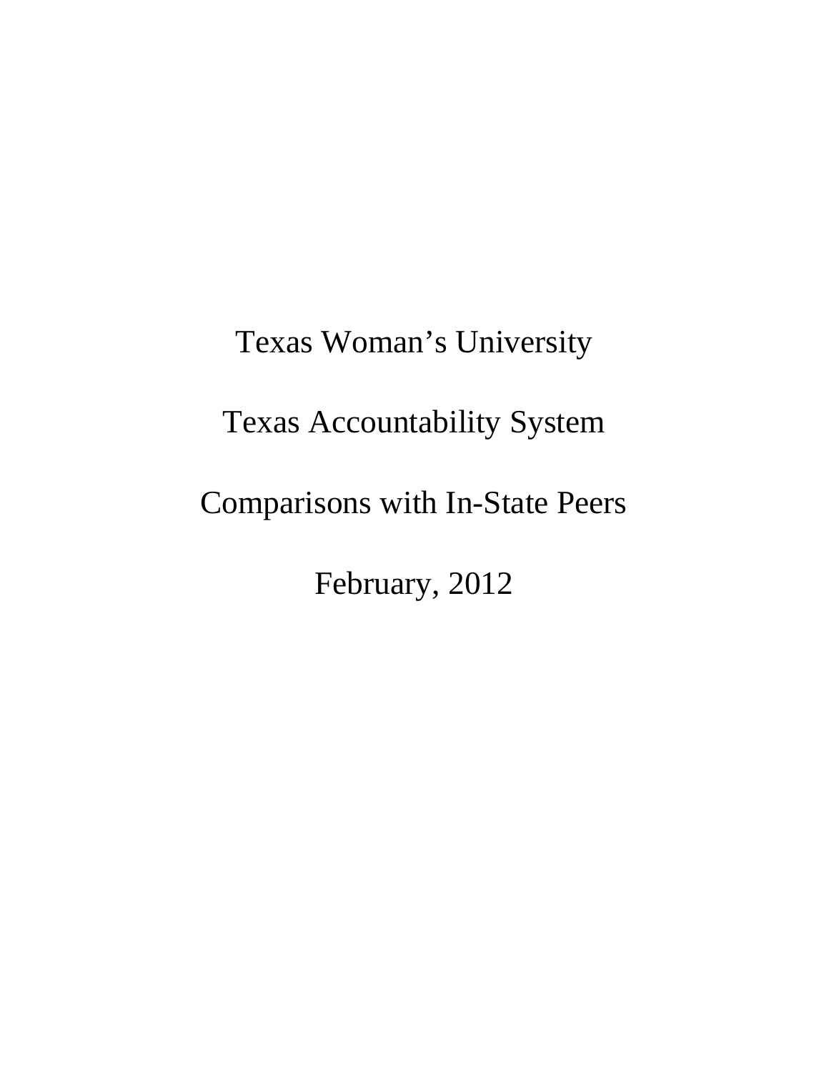# Texas Woman's University

# Texas Accountability System

# Comparisons with In-State Peers

# February, 2012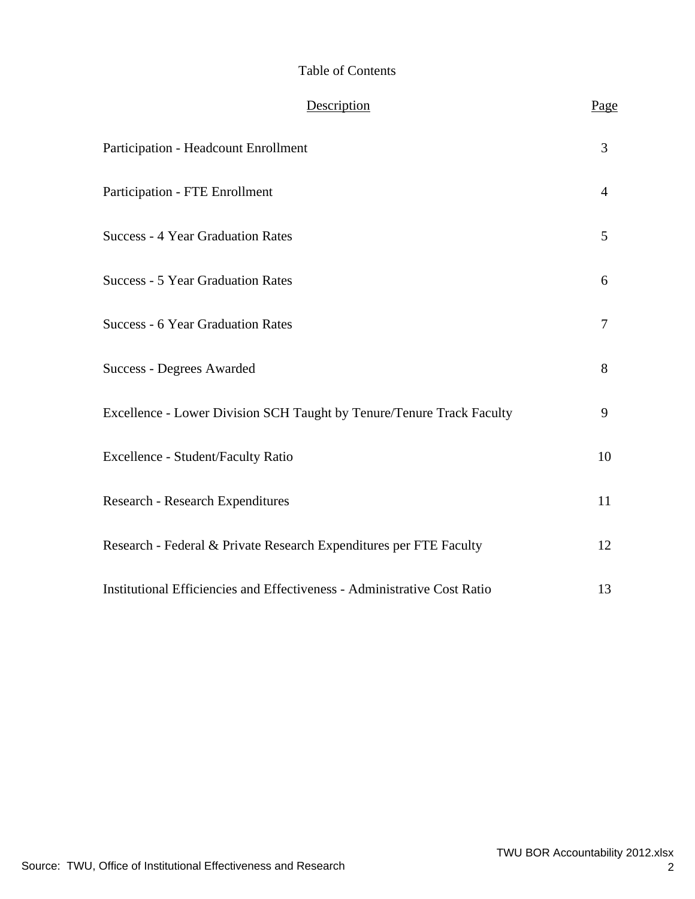# Table of Contents

| Description | Page |
|---|---|
| Participation - Headcount Enrollment | 3 |
| Participation - FTE Enrollment | 4 |
| Success - 4 Year Graduation Rates | 5 |
| Success - 5 Year Graduation Rates | 6 |
| Success - 6 Year Graduation Rates | 7 |
| Success - Degrees Awarded | 8 |
| Excellence - Lower Division SCH Taught by Tenure/Tenure Track Faculty | 9 |
| Excellence - Student/Faculty Ratio | 10 |
| Research - Research Expenditures | 11 |
| Research - Federal & Private Research Expenditures per FTE Faculty | 12 |
| Institutional Efficiencies and Effectiveness - Administrative Cost Ratio | 13 |

Source: TWU, Office of Institutional Effectiveness and Research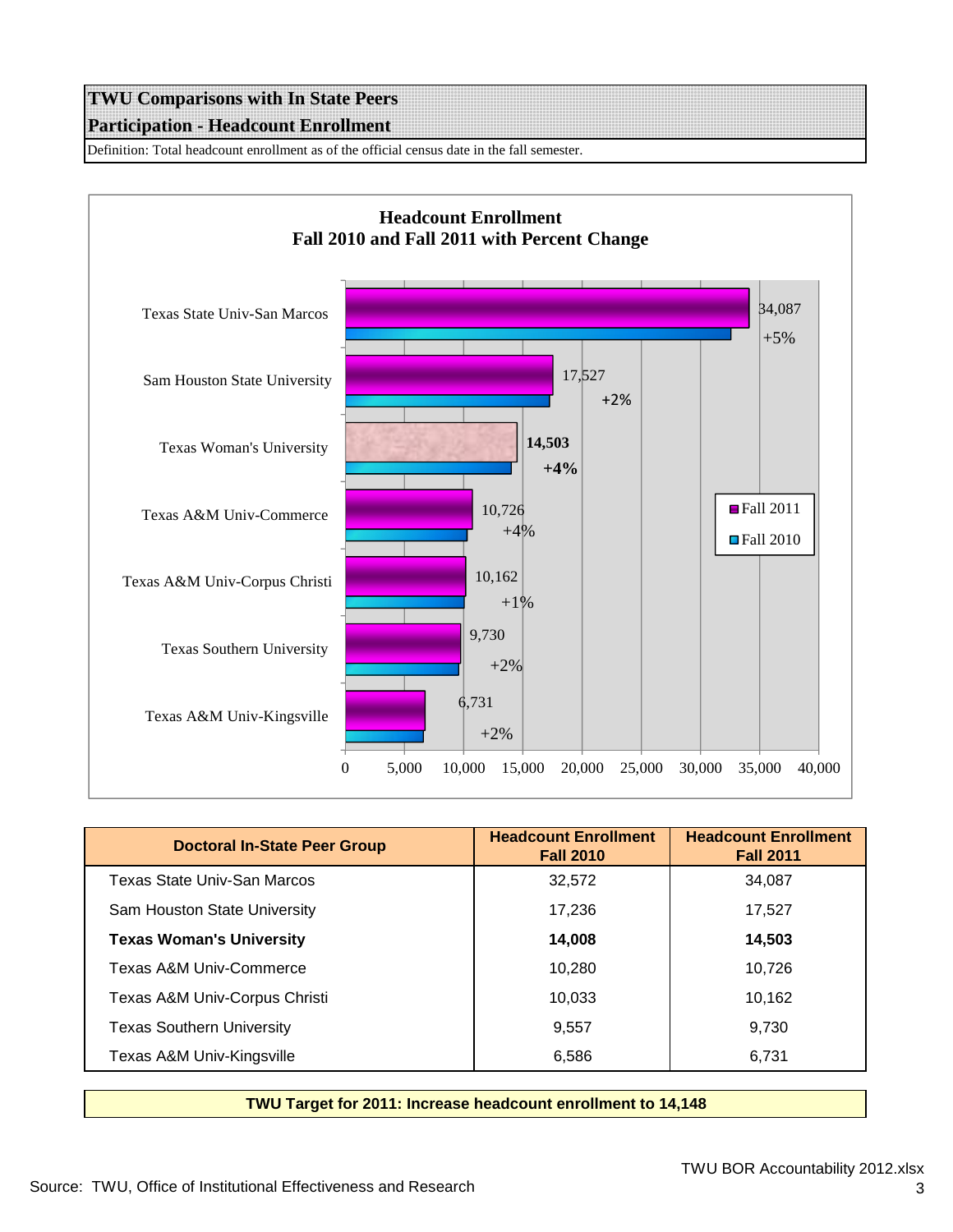## TWU Comparisons with In State Peers

### Participation - Headcount Enrollment

Definition: Total headcount enrollment as of the official census date in the fall semester.

**Headcount Enrollment**
**Fall 2010 and Fall 2011 with Percent Change**

| Institution | Fall 2011 | Percent Change |
|---|---|---|
| Texas State Univ-San Marcos | 34,087 | +5% |
| Sam Houston State University | 17,527 | +2% |
| Texas Woman's University | **14,503** | **+4%** |
| Texas A&M Univ-Commerce | 10,726 | +4% |
| Texas A&M Univ-Corpus Christi | 10,162 | +1% |
| Texas Southern University | 9,730 | +2% |
| Texas A&M Univ-Kingsville | 6,731 | +2% |

| Doctoral In-State Peer Group | Headcount Enrollment Fall 2010 | Headcount Enrollment Fall 2011 |
|---|---|---|
| Texas State Univ-San Marcos | 32,572 | 34,087 |
| Sam Houston State University | 17,236 | 17,527 |
| **Texas Woman's University** | **14,008** | **14,503** |
| Texas A&M Univ-Commerce | 10,280 | 10,726 |
| Texas A&M Univ-Corpus Christi | 10,033 | 10,162 |
| Texas Southern University | 9,557 | 9,730 |
| Texas A&M Univ-Kingsville | 6,586 | 6,731 |

**TWU Target for 2011: Increase headcount enrollment to 14,148**

Source: TWU, Office of Institutional Effectiveness and Research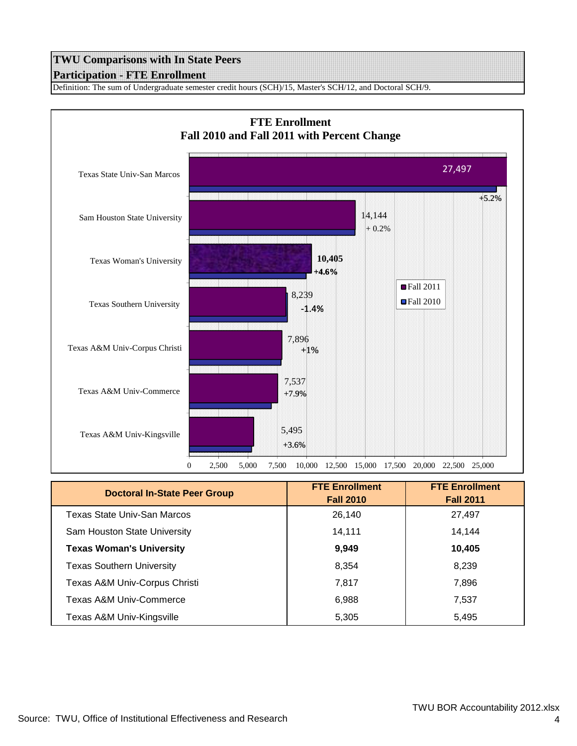## TWU Comparisons with In State Peers

### Participation - FTE Enrollment

Definition: The sum of Undergraduate semester credit hours (SCH)/15, Master's SCH/12, and Doctoral SCH/9.

**FTE Enrollment**
**Fall 2010 and Fall 2011 with Percent Change**

| Institution | Fall 2011 | Percent Change |
|---|---|---|
| Texas State Univ-San Marcos | 27,497 | +5.2% |
| Sam Houston State University | 14,144 | + 0.2% |
| Texas Woman's University | 10,405 | +4.6% |
| Texas Southern University | 8,239 | -1.4% |
| Texas A&M Univ-Corpus Christi | 7,896 | +1% |
| Texas A&M Univ-Commerce | 7,537 | +7.9% |
| Texas A&M Univ-Kingsville | 5,495 | +3.6% |

| Doctoral In-State Peer Group | FTE Enrollment Fall 2010 | FTE Enrollment Fall 2011 |
|---|---|---|
| Texas State Univ-San Marcos | 26,140 | 27,497 |
| Sam Houston State University | 14,111 | 14,144 |
| **Texas Woman's University** | **9,949** | **10,405** |
| Texas Southern University | 8,354 | 8,239 |
| Texas A&M Univ-Corpus Christi | 7,817 | 7,896 |
| Texas A&M Univ-Commerce | 6,988 | 7,537 |
| Texas A&M Univ-Kingsville | 5,305 | 5,495 |

Source: TWU, Office of Institutional Effectiveness and Research

TWU BOR Accountability 2012.xlsx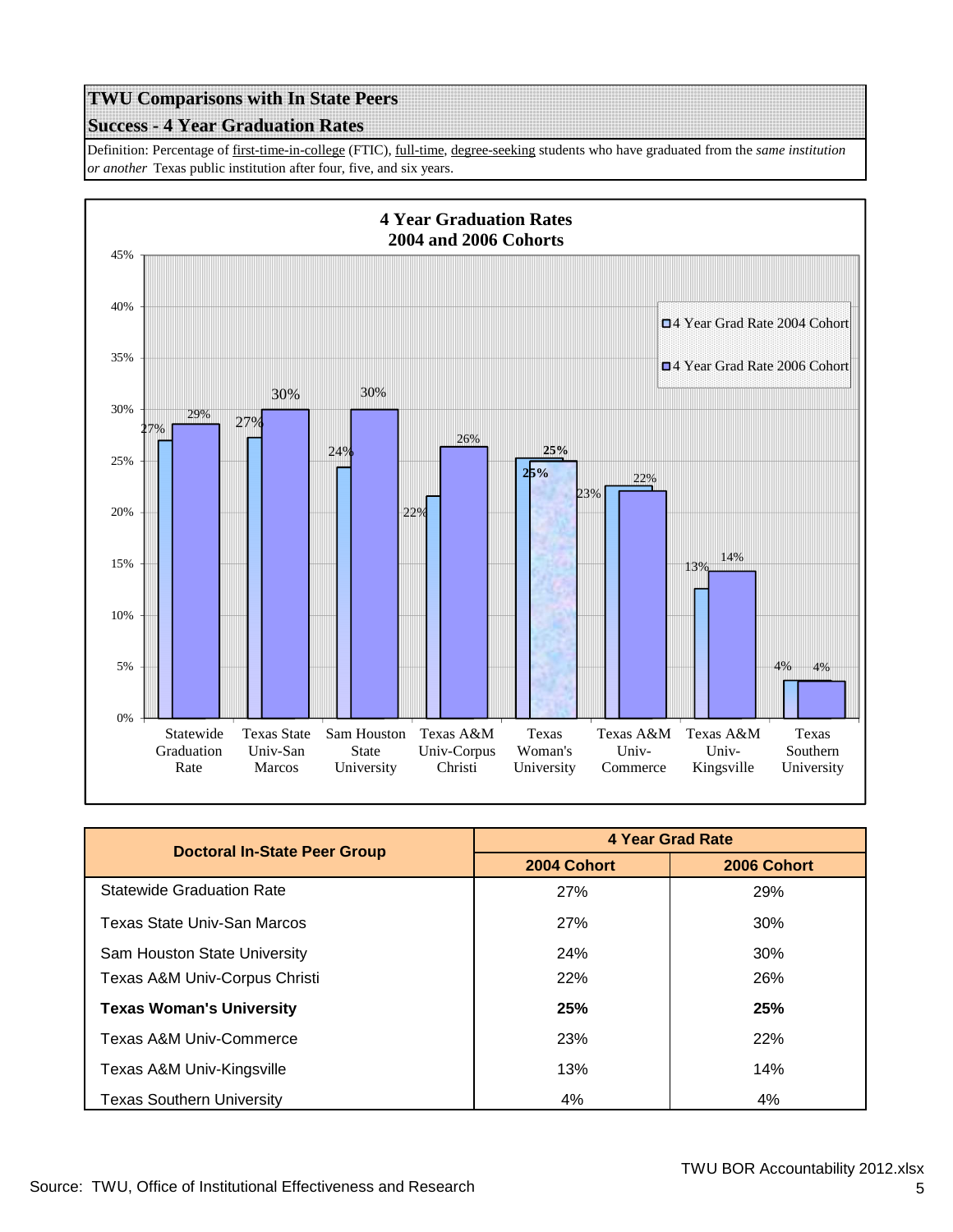## TWU Comparisons with In State Peers

### Success - 4 Year Graduation Rates

Definition: Percentage of first-time-in-college (FTIC), full-time, degree-seeking students who have graduated from the *same institution or another* Texas public institution after four, five, and six years.

**4 Year Graduation Rates**
**2004 and 2006 Cohorts**

| | 4 Year Grad Rate 2004 Cohort | 4 Year Grad Rate 2006 Cohort |
|---|---|---|
| Statewide Graduation Rate | 27% | 29% |
| Texas State Univ-San Marcos | 27% | 30% |
| Sam Houston State University | 24% | 30% |
| Texas A&M Univ-Corpus Christi | 22% | 26% |
| Texas Woman's University | 25% | 25% |
| Texas A&M Univ-Commerce | 23% | 22% |
| Texas A&M Univ-Kingsville | 13% | 14% |
| Texas Southern University | 4% | 4% |

| Doctoral In-State Peer Group | 4 Year Grad Rate | |
|---|---|---|
| | 2004 Cohort | 2006 Cohort |
| Statewide Graduation Rate | 27% | 29% |
| Texas State Univ-San Marcos | 27% | 30% |
| Sam Houston State University | 24% | 30% |
| Texas A&M Univ-Corpus Christi | 22% | 26% |
| **Texas Woman's University** | **25%** | **25%** |
| Texas A&M Univ-Commerce | 23% | 22% |
| Texas A&M Univ-Kingsville | 13% | 14% |
| Texas Southern University | 4% | 4% |

Source: TWU, Office of Institutional Effectiveness and Research

TWU BOR Accountability 2012.xlsx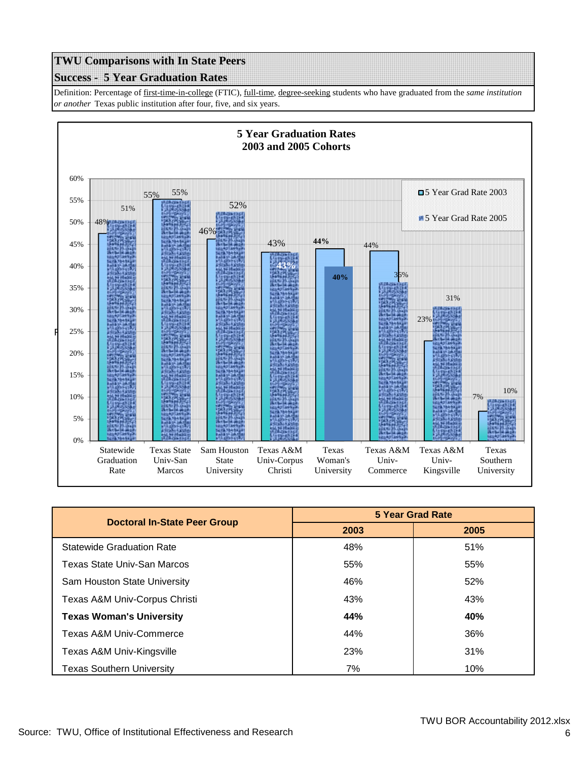## TWU Comparisons with In State Peers

## Success - 5 Year Graduation Rates

Definition: Percentage of first-time-in-college (FTIC), full-time, degree-seeking students who have graduated from the *same institution or another* Texas public institution after four, five, and six years.

**5 Year Graduation Rates**
**2003 and 2005 Cohorts**

| Institution | 5 Year Grad Rate 2003 | 5 Year Grad Rate 2005 |
|---|---|---|
| Statewide Graduation Rate | 48% | 51% |
| Texas State Univ-San Marcos | 55% | 55% |
| Sam Houston State University | 46% | 52% |
| Texas A&M Univ-Corpus Christi | 43% | 43% |
| Texas Woman's University | 44% | 40% |
| Texas A&M Univ-Commerce | 44% | 36% |
| Texas A&M Univ-Kingsville | 23% | 31% |
| Texas Southern University | 7% | 10% |

| Doctoral In-State Peer Group | 5 Year Grad Rate | |
|---|---|---|
| | 2003 | 2005 |
| Statewide Graduation Rate | 48% | 51% |
| Texas State Univ-San Marcos | 55% | 55% |
| Sam Houston State University | 46% | 52% |
| Texas A&M Univ-Corpus Christi | 43% | 43% |
| **Texas Woman's University** | **44%** | **40%** |
| Texas A&M Univ-Commerce | 44% | 36% |
| Texas A&M Univ-Kingsville | 23% | 31% |
| Texas Southern University | 7% | 10% |

Source: TWU, Office of Institutional Effectiveness and Research

TWU BOR Accountability 2012.xlsx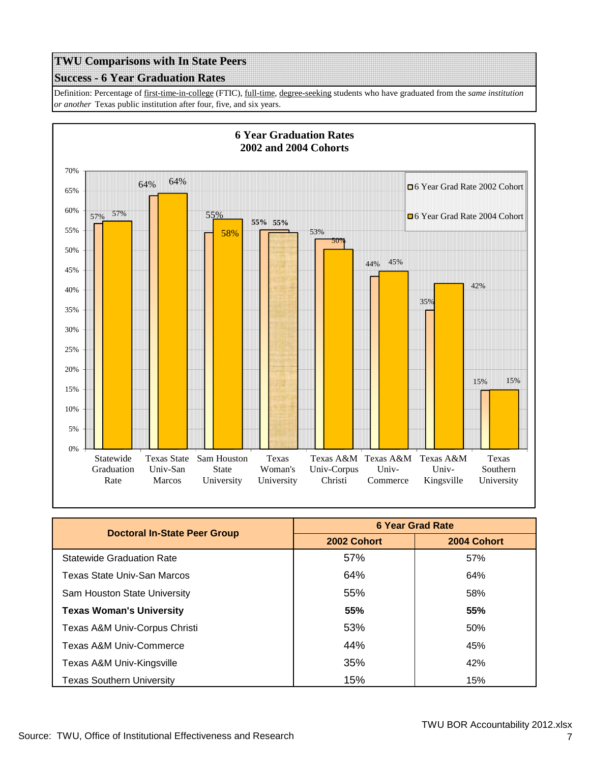## TWU Comparisons with In State Peers

### Success - 6 Year Graduation Rates

Definition: Percentage of first-time-in-college (FTIC), full-time, degree-seeking students who have graduated from the *same institution or another* Texas public institution after four, five, and six years.

**6 Year Graduation Rates**
**2002 and 2004 Cohorts**

| Doctoral In-State Peer Group | 6 Year Grad Rate | |
|---|---|---|
| | 2002 Cohort | 2004 Cohort |
| Statewide Graduation Rate | 57% | 57% |
| Texas State Univ-San Marcos | 64% | 64% |
| Sam Houston State University | 55% | 58% |
| **Texas Woman's University** | **55%** | **55%** |
| Texas A&M Univ-Corpus Christi | 53% | 50% |
| Texas A&M Univ-Commerce | 44% | 45% |
| Texas A&M Univ-Kingsville | 35% | 42% |
| Texas Southern University | 15% | 15% |

Source: TWU, Office of Institutional Effectiveness and Research

TWU BOR Accountability 2012.xlsx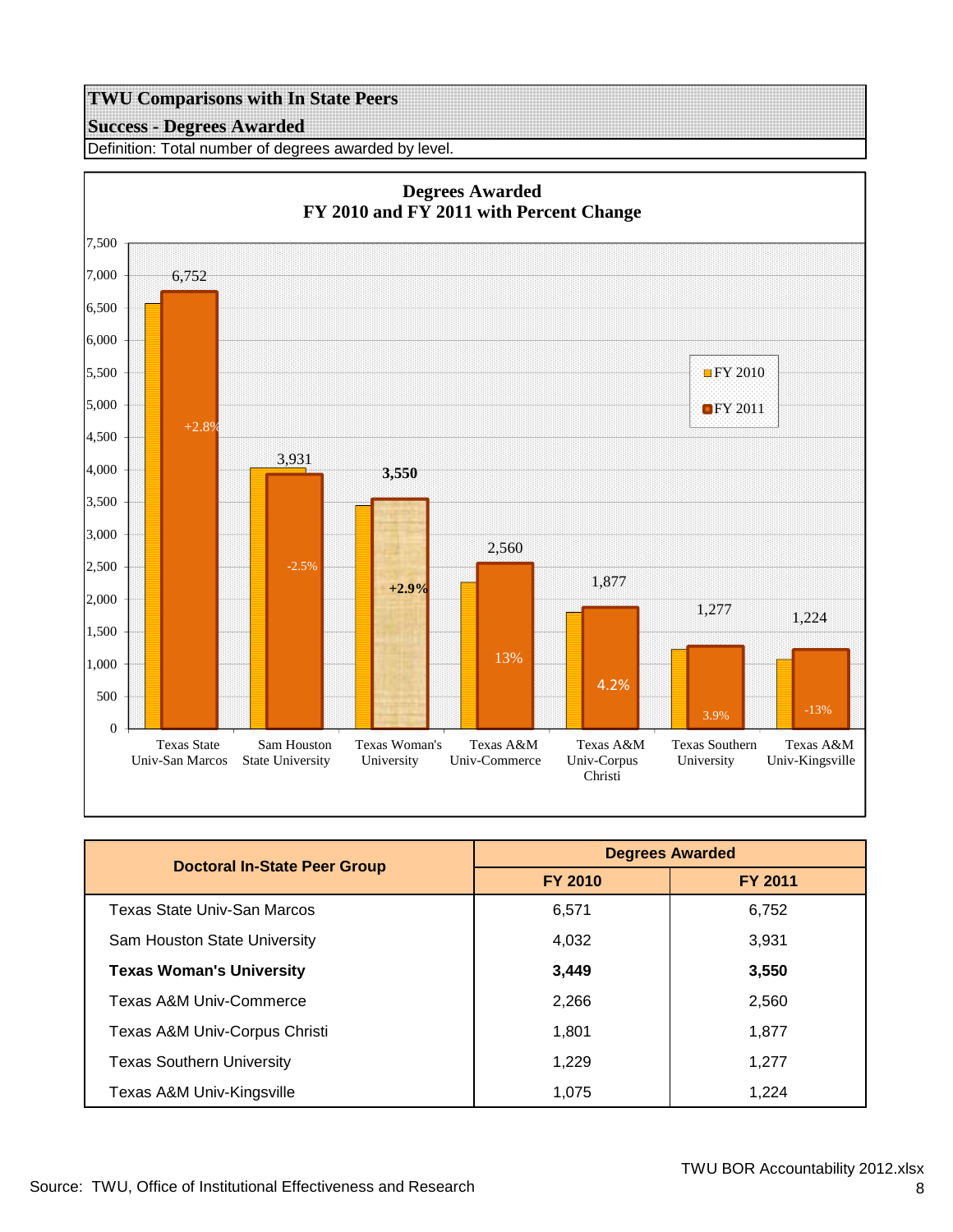**TWU Comparisons with In State Peers**

**Success - Degrees Awarded**

Definition: Total number of degrees awarded by level.

**Degrees Awarded**
**FY 2010 and FY 2011 with Percent Change**

| Institution | FY 2011 | Percent Change |
|---|---|---|
| Texas State Univ-San Marcos | 6,752 | +2.8% |
| Sam Houston State University | 3,931 | -2.5% |
| Texas Woman's University | 3,550 | +2.9% |
| Texas A&M Univ-Commerce | 2,560 | 13% |
| Texas A&M Univ-Corpus Christi | 1,877 | 4.2% |
| Texas Southern University | 1,277 | 3.9% |
| Texas A&M Univ-Kingsville | 1,224 | -13% |

| Doctoral In-State Peer Group | Degrees Awarded | |
|---|---|---|
| | FY 2010 | FY 2011 |
| Texas State Univ-San Marcos | 6,571 | 6,752 |
| Sam Houston State University | 4,032 | 3,931 |
| **Texas Woman's University** | **3,449** | **3,550** |
| Texas A&M Univ-Commerce | 2,266 | 2,560 |
| Texas A&M Univ-Corpus Christi | 1,801 | 1,877 |
| Texas Southern University | 1,229 | 1,277 |
| Texas A&M Univ-Kingsville | 1,075 | 1,224 |

Source: TWU, Office of Institutional Effectiveness and Research

TWU BOR Accountability 2012.xlsx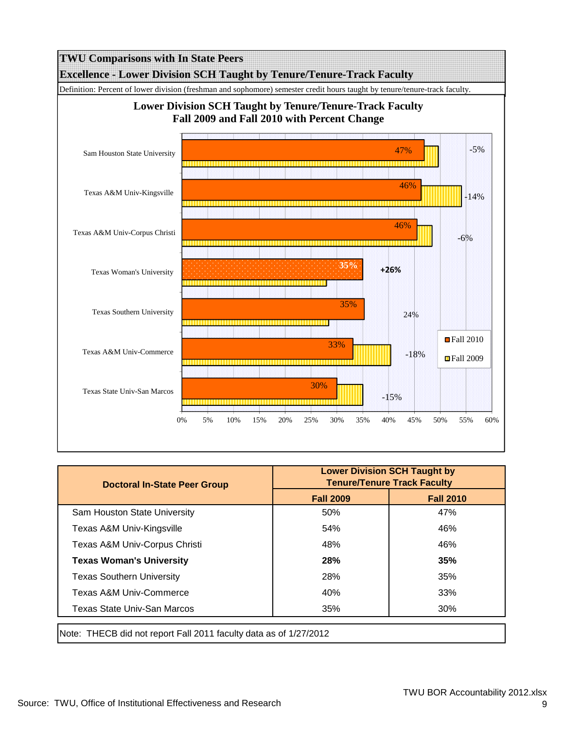# TWU Comparisons with In State Peers

## Excellence - Lower Division SCH Taught by Tenure/Tenure-Track Faculty

Definition: Percent of lower division (freshman and sophomore) semester credit hours taught by tenure/tenure-track faculty.

### Lower Division SCH Taught by Tenure/Tenure-Track Faculty
### Fall 2009 and Fall 2010 with Percent Change

| University | Fall 2010 | Percent Change |
|---|---|---|
| Sam Houston State University | 47% | -5% |
| Texas A&M Univ-Kingsville | 46% | -14% |
| Texas A&M Univ-Corpus Christi | 46% | -6% |
| Texas Woman's University | 35% | +26% |
| Texas Southern University | 35% | 24% |
| Texas A&M Univ-Commerce | 33% | -18% |
| Texas State Univ-San Marcos | 30% | -15% |

| Doctoral In-State Peer Group | Lower Division SCH Taught by Tenure/Tenure Track Faculty | |
|---|---|---|
| | Fall 2009 | Fall 2010 |
| Sam Houston State University | 50% | 47% |
| Texas A&M Univ-Kingsville | 54% | 46% |
| Texas A&M Univ-Corpus Christi | 48% | 46% |
| **Texas Woman's University** | **28%** | **35%** |
| Texas Southern University | 28% | 35% |
| Texas A&M Univ-Commerce | 40% | 33% |
| Texas State Univ-San Marcos | 35% | 30% |

Note: THECB did not report Fall 2011 faculty data as of 1/27/2012

Source: TWU, Office of Institutional Effectiveness and Research

TWU BOR Accountability 2012.xlsx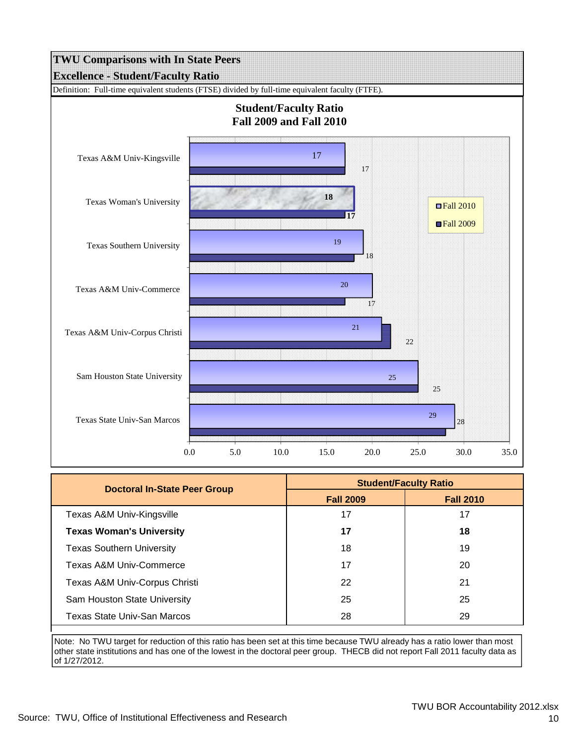# TWU Comparisons with In State Peers

## Excellence - Student/Faculty Ratio

Definition: Full-time equivalent students (FTSE) divided by full-time equivalent faculty (FTFE).

**Student/Faculty Ratio Fall 2009 and Fall 2010**

| Institution | Fall 2010 | Fall 2009 |
|---|---|---|
| Texas A&M Univ-Kingsville | 17 | 17 |
| Texas Woman's University | 18 | 17 |
| Texas Southern University | 19 | 18 |
| Texas A&M Univ-Commerce | 20 | 17 |
| Texas A&M Univ-Corpus Christi | 21 | 22 |
| Sam Houston State University | 25 | 25 |
| Texas State Univ-San Marcos | 29 | 28 |

| Doctoral In-State Peer Group | Student/Faculty Ratio | |
|---|---|---|
| | Fall 2009 | Fall 2010 |
| Texas A&M Univ-Kingsville | 17 | 17 |
| **Texas Woman's University** | **17** | **18** |
| Texas Southern University | 18 | 19 |
| Texas A&M Univ-Commerce | 17 | 20 |
| Texas A&M Univ-Corpus Christi | 22 | 21 |
| Sam Houston State University | 25 | 25 |
| Texas State Univ-San Marcos | 28 | 29 |

Note: No TWU target for reduction of this ratio has been set at this time because TWU already has a ratio lower than most other state institutions and has one of the lowest in the doctoral peer group. THECB did not report Fall 2011 faculty data as of 1/27/2012.

Source: TWU, Office of Institutional Effectiveness and Research

TWU BOR Accountability 2012.xlsx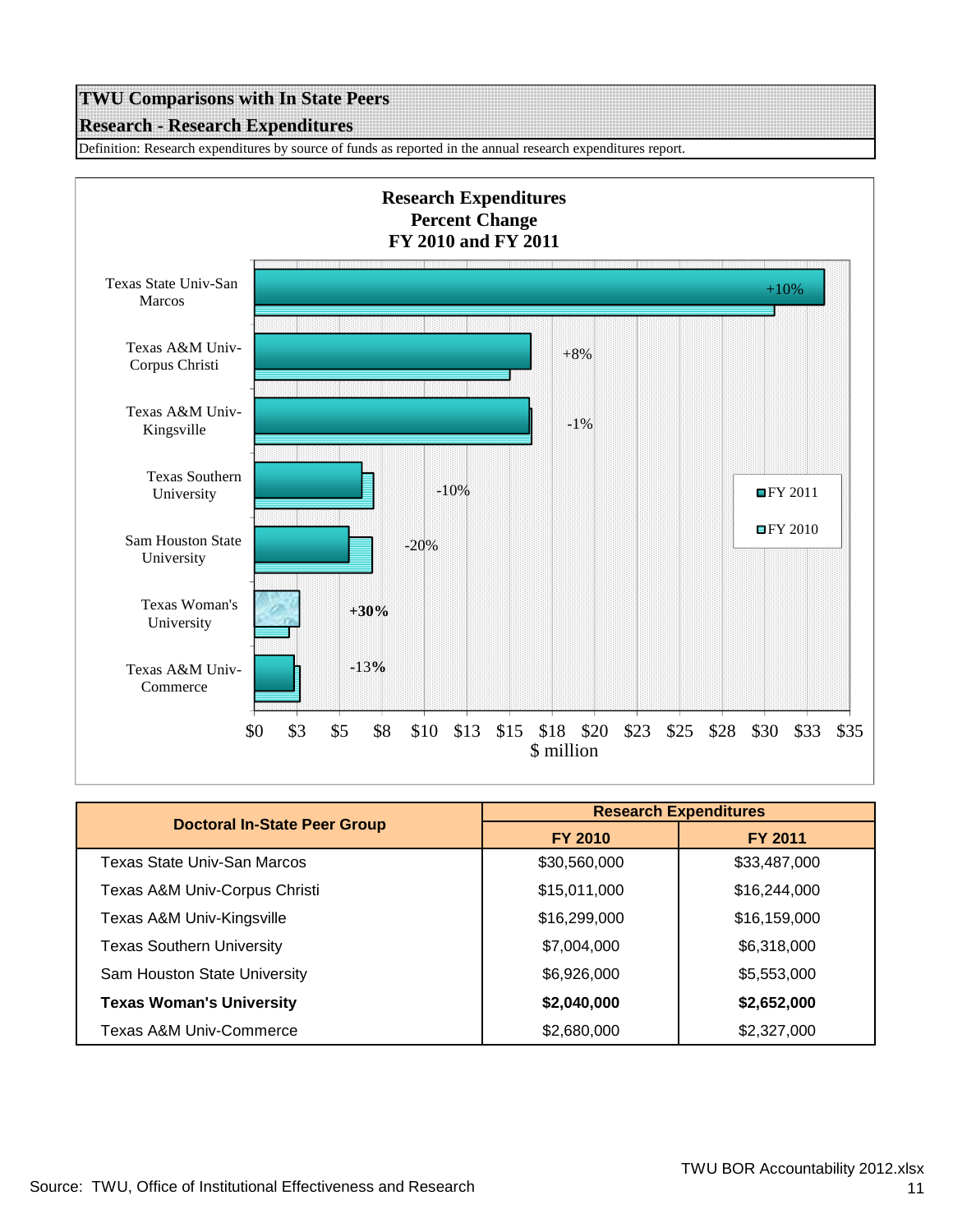## TWU Comparisons with In State Peers

### Research - Research Expenditures

Definition: Research expenditures by source of funds as reported in the annual research expenditures report.

**Research Expenditures**
**Percent Change**
**FY 2010 and FY 2011**

| Institution | Percent Change |
|---|---|
| Texas State Univ-San Marcos | +10% |
| Texas A&M Univ-Corpus Christi | +8% |
| Texas A&M Univ-Kingsville | -1% |
| Texas Southern University | -10% |
| Sam Houston State University | -20% |
| Texas Woman's University | **+30%** |
| Texas A&M Univ-Commerce | -13% |

$ million

| Doctoral In-State Peer Group | Research Expenditures | |
|---|---|---|
| | FY 2010 | FY 2011 |
| Texas State Univ-San Marcos | $30,560,000 | $33,487,000 |
| Texas A&M Univ-Corpus Christi | $15,011,000 | $16,244,000 |
| Texas A&M Univ-Kingsville | $16,299,000 | $16,159,000 |
| Texas Southern University | $7,004,000 | $6,318,000 |
| Sam Houston State University | $6,926,000 | $5,553,000 |
| **Texas Woman's University** | **$2,040,000** | **$2,652,000** |
| Texas A&M Univ-Commerce | $2,680,000 | $2,327,000 |

Source: TWU, Office of Institutional Effectiveness and Research

TWU BOR Accountability 2012.xlsx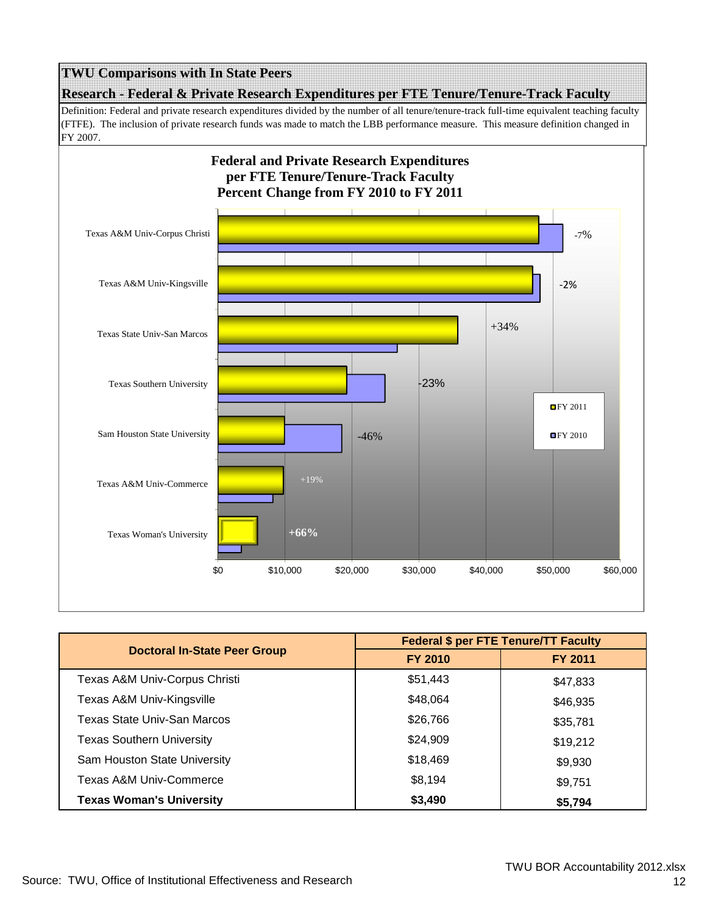## TWU Comparisons with In State Peers

### Research - Federal & Private Research Expenditures per FTE Tenure/Tenure-Track Faculty

Definition: Federal and private research expenditures divided by the number of all tenure/tenure-track full-time equivalent teaching faculty (FTFE). The inclusion of private research funds was made to match the LBB performance measure. This measure definition changed in FY 2007.

**Federal and Private Research Expenditures per FTE Tenure/Tenure-Track Faculty Percent Change from FY 2010 to FY 2011**

| Institution | Percent Change |
|---|---|
| Texas A&M Univ-Corpus Christi | -7% |
| Texas A&M Univ-Kingsville | -2% |
| Texas State Univ-San Marcos | +34% |
| Texas Southern University | -23% |
| Sam Houston State University | -46% |
| Texas A&M Univ-Commerce | +19% |
| Texas Woman's University | +66% |

| Doctoral In-State Peer Group | Federal $ per FTE Tenure/TT Faculty | |
|---|---|---|
| | FY 2010 | FY 2011 |
| Texas A&M Univ-Corpus Christi | $51,443 | $47,833 |
| Texas A&M Univ-Kingsville | $48,064 | $46,935 |
| Texas State Univ-San Marcos | $26,766 | $35,781 |
| Texas Southern University | $24,909 | $19,212 |
| Sam Houston State University | $18,469 | $9,930 |
| Texas A&M Univ-Commerce | $8,194 | $9,751 |
| **Texas Woman's University** | **$3,490** | **$5,794** |

Source: TWU, Office of Institutional Effectiveness and Research

TWU BOR Accountability 2012.xlsx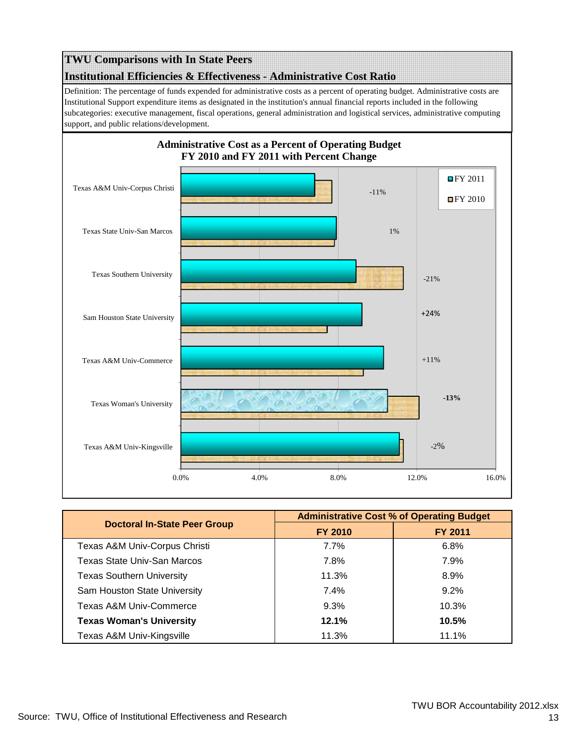## TWU Comparisons with In State Peers

## Institutional Efficiencies & Effectiveness - Administrative Cost Ratio

Definition: The percentage of funds expended for administrative costs as a percent of operating budget. Administrative costs are Institutional Support expenditure items as designated in the institution's annual financial reports included in the following subcategories: executive management, fiscal operations, general administration and logistical services, administrative computing support, and public relations/development.

**Administrative Cost as a Percent of Operating Budget**
**FY 2010 and FY 2011 with Percent Change**

FY 2011
FY 2010

Texas A&M Univ-Corpus Christi -11%
Texas State Univ-San Marcos 1%
Texas Southern University -21%
Sam Houston State University +24%
Texas A&M Univ-Commerce +11%
Texas Woman's University -13%
Texas A&M Univ-Kingsville -2%

0.0% 4.0% 8.0% 12.0% 16.0%

| Doctoral In-State Peer Group | Administrative Cost % of Operating Budget | |
|---|---|---|
| | FY 2010 | FY 2011 |
| Texas A&M Univ-Corpus Christi | 7.7% | 6.8% |
| Texas State Univ-San Marcos | 7.8% | 7.9% |
| Texas Southern University | 11.3% | 8.9% |
| Sam Houston State University | 7.4% | 9.2% |
| Texas A&M Univ-Commerce | 9.3% | 10.3% |
| **Texas Woman's University** | **12.1%** | **10.5%** |
| Texas A&M Univ-Kingsville | 11.3% | 11.1% |

Source: TWU, Office of Institutional Effectiveness and Research

TWU BOR Accountability 2012.xlsx